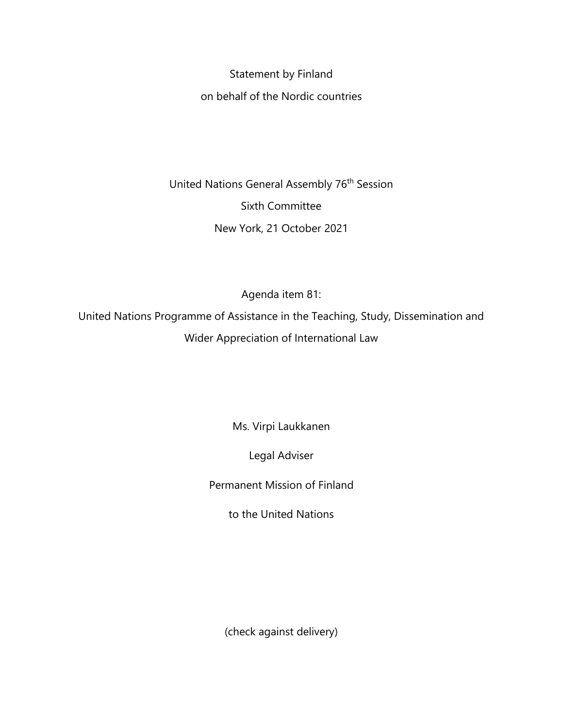Statement by Finland

on behalf of the Nordic countries

United Nations General Assembly 76th Session

Sixth Committee

New York, 21 October 2021

Agenda item 81:

United Nations Programme of Assistance in the Teaching, Study, Dissemination and Wider Appreciation of International Law

Ms. Virpi Laukkanen

Legal Adviser

Permanent Mission of Finland

to the United Nations

(check against delivery)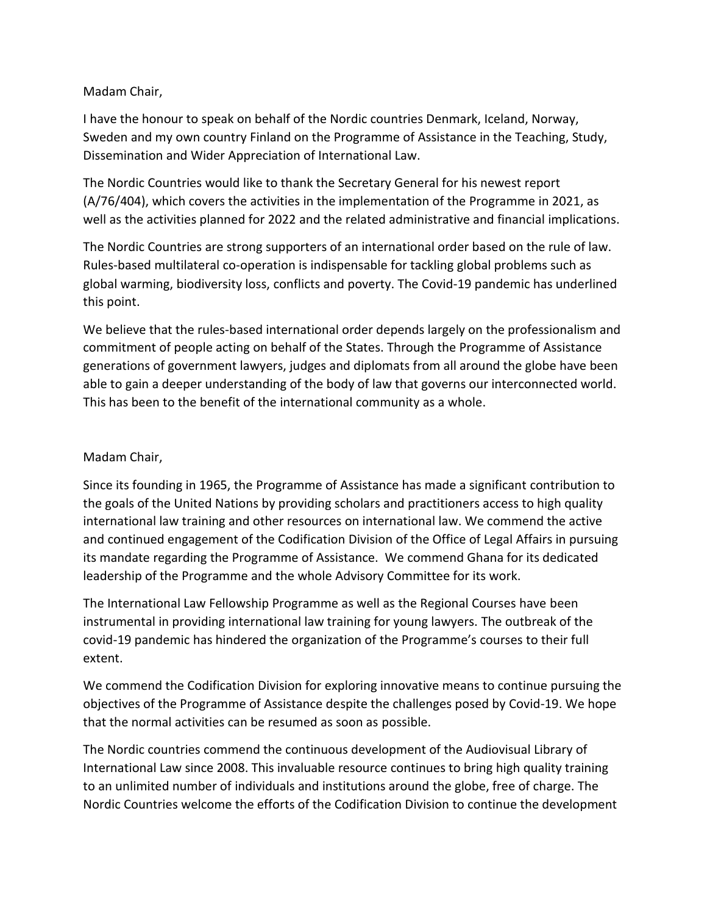Madam Chair,

I have the honour to speak on behalf of the Nordic countries Denmark, Iceland, Norway, Sweden and my own country Finland on the Programme of Assistance in the Teaching, Study, Dissemination and Wider Appreciation of International Law.

The Nordic Countries would like to thank the Secretary General for his newest report (A/76/404), which covers the activities in the implementation of the Programme in 2021, as well as the activities planned for 2022 and the related administrative and financial implications.

The Nordic Countries are strong supporters of an international order based on the rule of law. Rules-based multilateral co-operation is indispensable for tackling global problems such as global warming, biodiversity loss, conflicts and poverty. The Covid-19 pandemic has underlined this point.

We believe that the rules-based international order depends largely on the professionalism and commitment of people acting on behalf of the States. Through the Programme of Assistance generations of government lawyers, judges and diplomats from all around the globe have been able to gain a deeper understanding of the body of law that governs our interconnected world. This has been to the benefit of the international community as a whole.

Madam Chair,

Since its founding in 1965, the Programme of Assistance has made a significant contribution to the goals of the United Nations by providing scholars and practitioners access to high quality international law training and other resources on international law. We commend the active and continued engagement of the Codification Division of the Office of Legal Affairs in pursuing its mandate regarding the Programme of Assistance. We commend Ghana for its dedicated leadership of the Programme and the whole Advisory Committee for its work.

The International Law Fellowship Programme as well as the Regional Courses have been instrumental in providing international law training for young lawyers. The outbreak of the covid-19 pandemic has hindered the organization of the Programme's courses to their full extent.

We commend the Codification Division for exploring innovative means to continue pursuing the objectives of the Programme of Assistance despite the challenges posed by Covid-19. We hope that the normal activities can be resumed as soon as possible.

The Nordic countries commend the continuous development of the Audiovisual Library of International Law since 2008. This invaluable resource continues to bring high quality training to an unlimited number of individuals and institutions around the globe, free of charge. The Nordic Countries welcome the efforts of the Codification Division to continue the development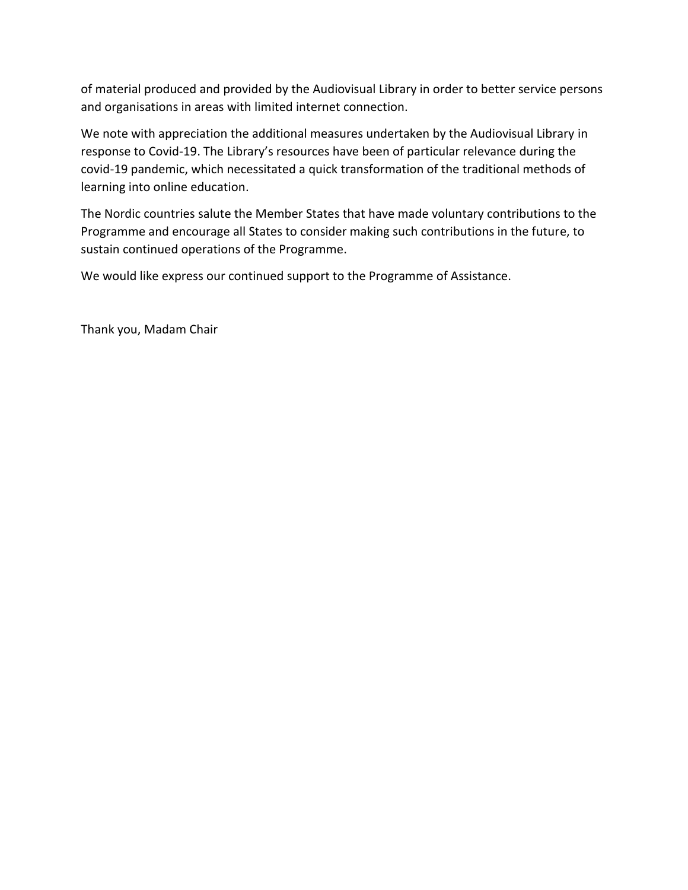of material produced and provided by the Audiovisual Library in order to better service persons and organisations in areas with limited internet connection.

We note with appreciation the additional measures undertaken by the Audiovisual Library in response to Covid-19. The Library's resources have been of particular relevance during the covid-19 pandemic, which necessitated a quick transformation of the traditional methods of learning into online education.

The Nordic countries salute the Member States that have made voluntary contributions to the Programme and encourage all States to consider making such contributions in the future, to sustain continued operations of the Programme.

We would like express our continued support to the Programme of Assistance.

Thank you, Madam Chair